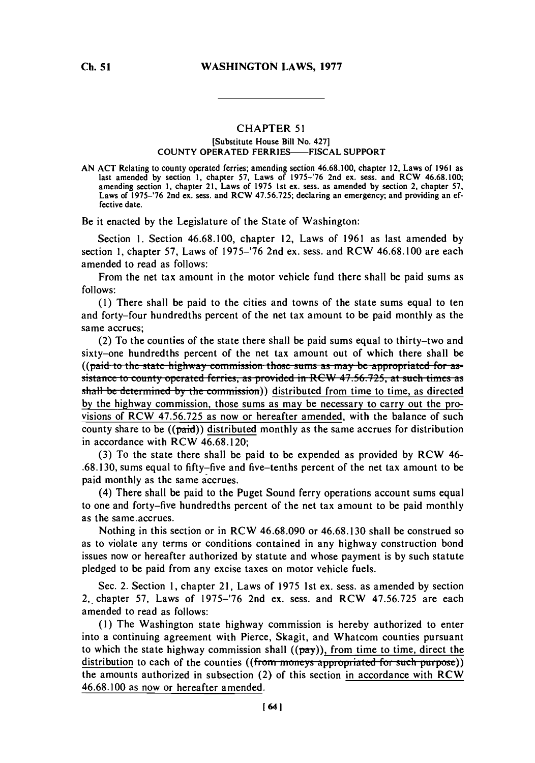## CHAPTER 51

[Substitute House Bill No. 427]

COUNTY OPERATED FERRIES——FISCAL SUPPORT

AN ACT Relating to county operated ferries; amending section 46.68.100, chapter 12, Laws of 1961 as last amended by section 1, chapter 57, Laws of 1975–'76 2nd ex. sess. and RCW 46.68.100; amending section 1, chapter 21, Laws of 1975 1st ex. sess. as amended by section 2, chapter 57, Laws of 1975–'76 2nd ex. sess. and RCW 47.56.725; declaring an emergency; and providing an effective date.

Be it enacted by the Legislature of the State of Washington:

Section 1. Section 46.68.100, chapter 12, Laws of 1961 as last amended by section 1, chapter 57, Laws of 1975–'76 2nd ex. sess. and RCW 46.68.100 are each amended to read as follows:

From the net tax amount in the motor vehicle fund there shall be paid sums as follows:

(1) There shall be paid to the cities and towns of the state sums equal to ten and forty-four hundredths percent of the net tax amount to be paid monthly as the same accrues;

(2) To the counties of the state there shall be paid sums equal to thirty-two and sixty-one hundredths percent of the net tax amount out of which there shall be ((~~paid to the state highway commission those sums as may be appropriated for assistance to county operated ferries, as provided in RCW 47.56.725, at such times as shall be determined by the commission~~)) distributed from time to time, as directed by the highway commission, those sums as may be necessary to carry out the provisions of RCW 47.56.725 as now or hereafter amended, with the balance of such county share to be ((~~paid~~)) distributed monthly as the same accrues for distribution in accordance with RCW 46.68.120;

(3) To the state there shall be paid to be expended as provided by RCW 46-.68.130, sums equal to fifty-five and five-tenths percent of the net tax amount to be paid monthly as the same accrues.

(4) There shall be paid to the Puget Sound ferry operations account sums equal to one and forty-five hundredths percent of the net tax amount to be paid monthly as the same accrues.

Nothing in this section or in RCW 46.68.090 or 46.68.130 shall be construed so as to violate any terms or conditions contained in any highway construction bond issues now or hereafter authorized by statute and whose payment is by such statute pledged to be paid from any excise taxes on motor vehicle fuels.

Sec. 2. Section 1, chapter 21, Laws of 1975 1st ex. sess. as amended by section 2, chapter 57, Laws of 1975–'76 2nd ex. sess. and RCW 47.56.725 are each amended to read as follows:

(1) The Washington state highway commission is hereby authorized to enter into a continuing agreement with Pierce, Skagit, and Whatcom counties pursuant to which the state highway commission shall ((~~pay~~)), from time to time, direct the distribution to each of the counties ((~~from moneys appropriated for such purpose~~)) the amounts authorized in subsection (2) of this section in accordance with RCW 46.68.100 as now or hereafter amended.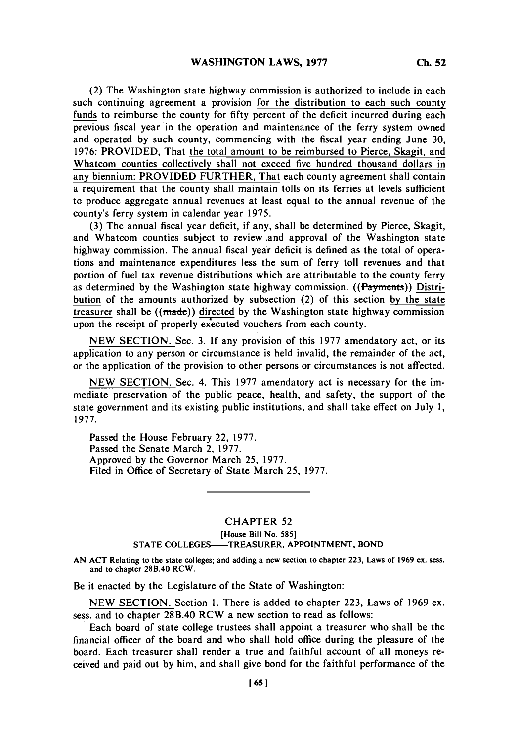(2) The Washington state highway commission is authorized to include in each such continuing agreement a provision for the distribution to each such county funds to reimburse the county for fifty percent of the deficit incurred during each previous fiscal year in the operation and maintenance of the ferry system owned and operated by such county, commencing with the fiscal year ending June 30, 1976: PROVIDED, That the total amount to be reimbursed to Pierce, Skagit, and Whatcom counties collectively shall not exceed five hundred thousand dollars in any biennium: PROVIDED FURTHER, That each county agreement shall contain a requirement that the county shall maintain tolls on its ferries at levels sufficient to produce aggregate annual revenues at least equal to the annual revenue of the county's ferry system in calendar year 1975.

(3) The annual fiscal year deficit, if any, shall be determined by Pierce, Skagit, and Whatcom counties subject to review and approval of the Washington state highway commission. The annual fiscal year deficit is defined as the total of operations and maintenance expenditures less the sum of ferry toll revenues and that portion of fuel tax revenue distributions which are attributable to the county ferry as determined by the Washington state highway commission. ((~~Payments~~)) Distribution of the amounts authorized by subsection (2) of this section by the state treasurer shall be ((~~made~~)) directed by the Washington state highway commission upon the receipt of properly executed vouchers from each county.

NEW SECTION. Sec. 3. If any provision of this 1977 amendatory act, or its application to any person or circumstance is held invalid, the remainder of the act, or the application of the provision to other persons or circumstances is not affected.

NEW SECTION. Sec. 4. This 1977 amendatory act is necessary for the immediate preservation of the public peace, health, and safety, the support of the state government and its existing public institutions, and shall take effect on July 1, 1977.

Passed the House February 22, 1977.
Passed the Senate March 2, 1977.
Approved by the Governor March 25, 1977.
Filed in Office of Secretary of State March 25, 1977.

---

## CHAPTER 52

[House Bill No. 585]

STATE COLLEGES—TREASURER, APPOINTMENT, BOND

AN ACT Relating to the state colleges; and adding a new section to chapter 223, Laws of 1969 ex. sess. and to chapter 28B.40 RCW.

Be it enacted by the Legislature of the State of Washington:

NEW SECTION. Section 1. There is added to chapter 223, Laws of 1969 ex. sess. and to chapter 28B.40 RCW a new section to read as follows:

Each board of state college trustees shall appoint a treasurer who shall be the financial officer of the board and who shall hold office during the pleasure of the board. Each treasurer shall render a true and faithful account of all moneys received and paid out by him, and shall give bond for the faithful performance of the